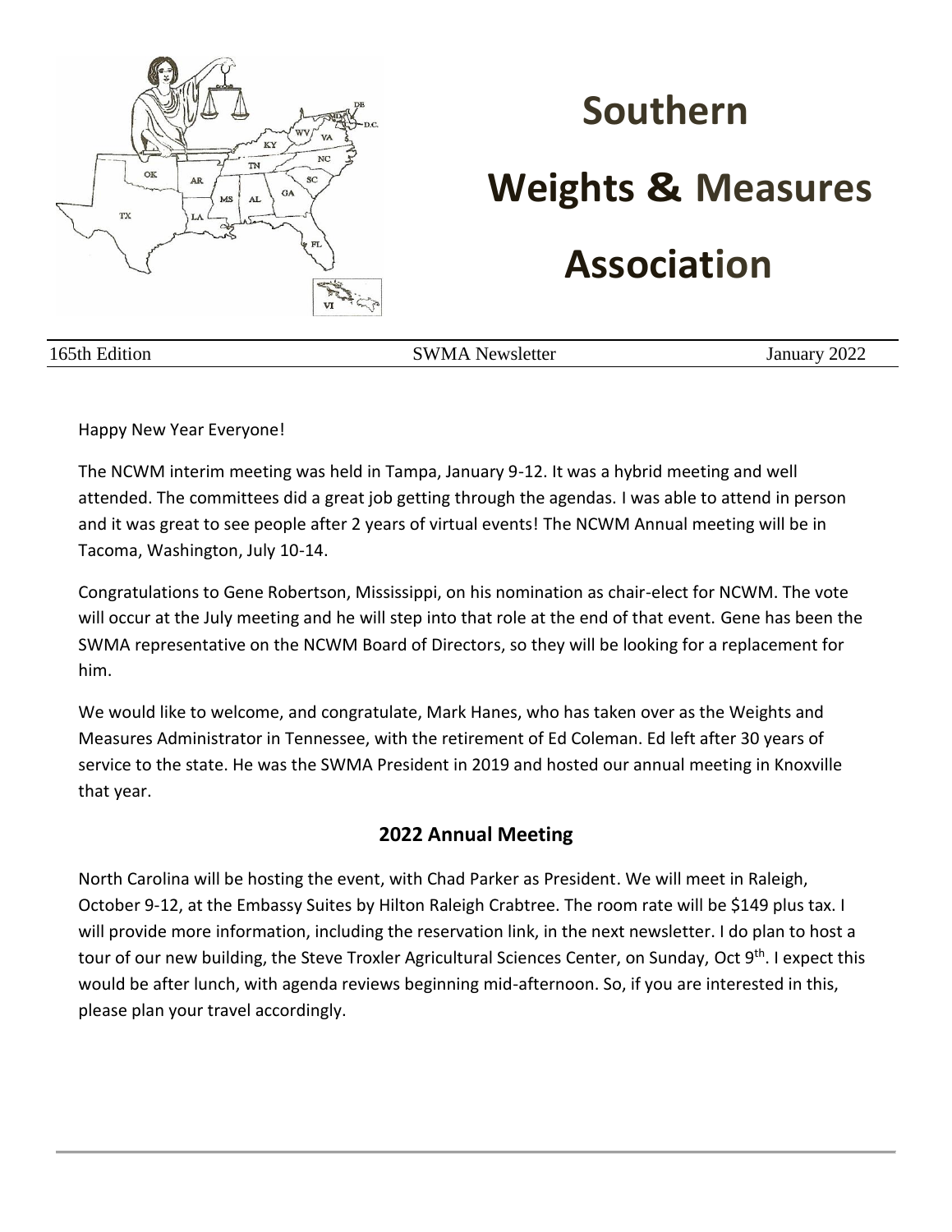# Southern Weights & Measures Association

165th Edition | SWMA Newsletter | January 2022

Happy New Year Everyone!

The NCWM interim meeting was held in Tampa, January 9-12. It was a hybrid meeting and well attended. The committees did a great job getting through the agendas. I was able to attend in person and it was great to see people after 2 years of virtual events! The NCWM Annual meeting will be in Tacoma, Washington, July 10-14.

Congratulations to Gene Robertson, Mississippi, on his nomination as chair-elect for NCWM. The vote will occur at the July meeting and he will step into that role at the end of that event. Gene has been the SWMA representative on the NCWM Board of Directors, so they will be looking for a replacement for him.

We would like to welcome, and congratulate, Mark Hanes, who has taken over as the Weights and Measures Administrator in Tennessee, with the retirement of Ed Coleman. Ed left after 30 years of service to the state. He was the SWMA President in 2019 and hosted our annual meeting in Knoxville that year.

## 2022 Annual Meeting

North Carolina will be hosting the event, with Chad Parker as President. We will meet in Raleigh, October 9-12, at the Embassy Suites by Hilton Raleigh Crabtree. The room rate will be $149 plus tax. I will provide more information, including the reservation link, in the next newsletter. I do plan to host a tour of our new building, the Steve Troxler Agricultural Sciences Center, on Sunday, Oct 9th. I expect this would be after lunch, with agenda reviews beginning mid-afternoon. So, if you are interested in this, please plan your travel accordingly.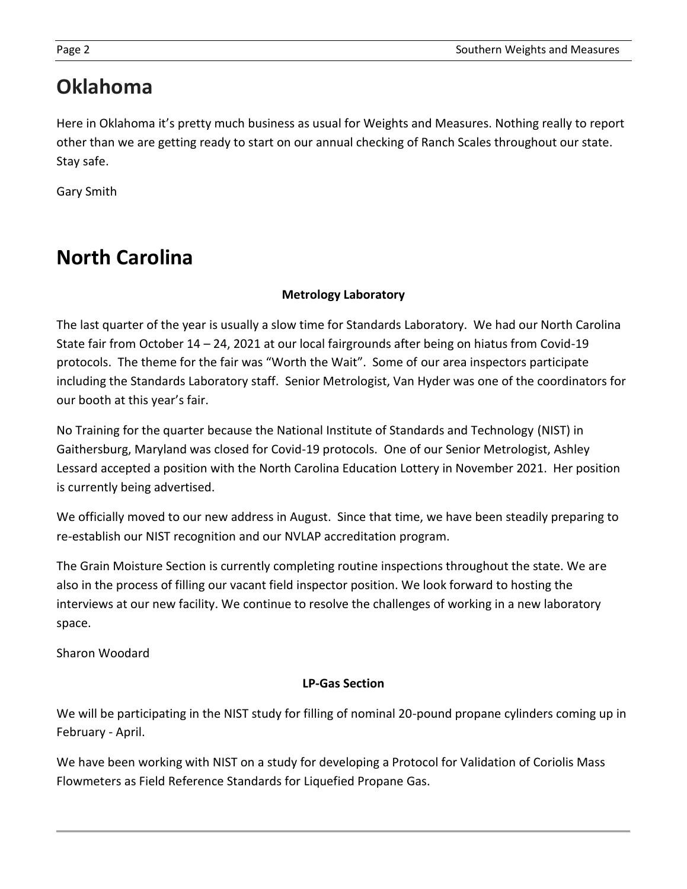# Oklahoma

Here in Oklahoma it's pretty much business as usual for Weights and Measures. Nothing really to report other than we are getting ready to start on our annual checking of Ranch Scales throughout our state. Stay safe.

Gary Smith

# North Carolina

**Metrology Laboratory**

The last quarter of the year is usually a slow time for Standards Laboratory. We had our North Carolina State fair from October 14 – 24, 2021 at our local fairgrounds after being on hiatus from Covid-19 protocols. The theme for the fair was "Worth the Wait". Some of our area inspectors participate including the Standards Laboratory staff. Senior Metrologist, Van Hyder was one of the coordinators for our booth at this year's fair.

No Training for the quarter because the National Institute of Standards and Technology (NIST) in Gaithersburg, Maryland was closed for Covid-19 protocols. One of our Senior Metrologist, Ashley Lessard accepted a position with the North Carolina Education Lottery in November 2021. Her position is currently being advertised.

We officially moved to our new address in August. Since that time, we have been steadily preparing to re-establish our NIST recognition and our NVLAP accreditation program.

The Grain Moisture Section is currently completing routine inspections throughout the state. We are also in the process of filling our vacant field inspector position. We look forward to hosting the interviews at our new facility. We continue to resolve the challenges of working in a new laboratory space.

Sharon Woodard

**LP-Gas Section**

We will be participating in the NIST study for filling of nominal 20-pound propane cylinders coming up in February - April.

We have been working with NIST on a study for developing a Protocol for Validation of Coriolis Mass Flowmeters as Field Reference Standards for Liquefied Propane Gas.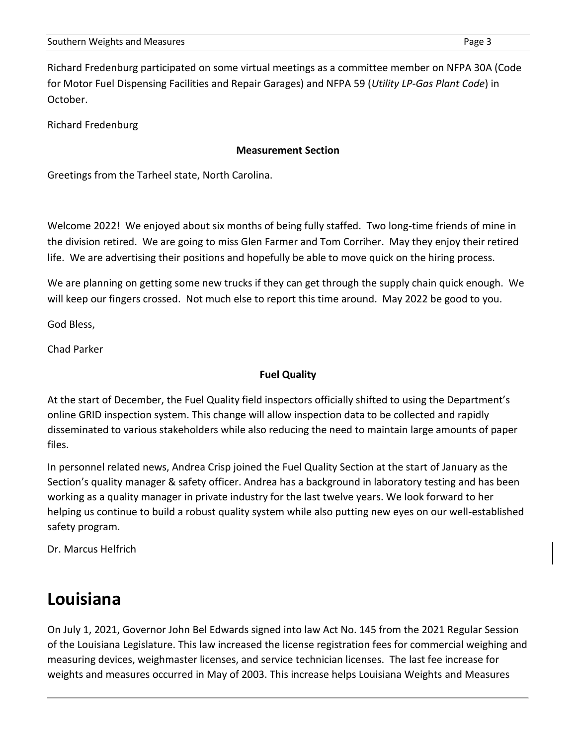Richard Fredenburg participated on some virtual meetings as a committee member on NFPA 30A (Code for Motor Fuel Dispensing Facilities and Repair Garages) and NFPA 59 (*Utility LP-Gas Plant Code*) in October.

Richard Fredenburg

**Measurement Section**

Greetings from the Tarheel state, North Carolina.

Welcome 2022! We enjoyed about six months of being fully staffed. Two long-time friends of mine in the division retired. We are going to miss Glen Farmer and Tom Corriher. May they enjoy their retired life. We are advertising their positions and hopefully be able to move quick on the hiring process.

We are planning on getting some new trucks if they can get through the supply chain quick enough. We will keep our fingers crossed. Not much else to report this time around. May 2022 be good to you.

God Bless,

Chad Parker

**Fuel Quality**

At the start of December, the Fuel Quality field inspectors officially shifted to using the Department's online GRID inspection system. This change will allow inspection data to be collected and rapidly disseminated to various stakeholders while also reducing the need to maintain large amounts of paper files.

In personnel related news, Andrea Crisp joined the Fuel Quality Section at the start of January as the Section's quality manager & safety officer. Andrea has a background in laboratory testing and has been working as a quality manager in private industry for the last twelve years. We look forward to her helping us continue to build a robust quality system while also putting new eyes on our well-established safety program.

Dr. Marcus Helfrich

# Louisiana

On July 1, 2021, Governor John Bel Edwards signed into law Act No. 145 from the 2021 Regular Session of the Louisiana Legislature. This law increased the license registration fees for commercial weighing and measuring devices, weighmaster licenses, and service technician licenses. The last fee increase for weights and measures occurred in May of 2003. This increase helps Louisiana Weights and Measures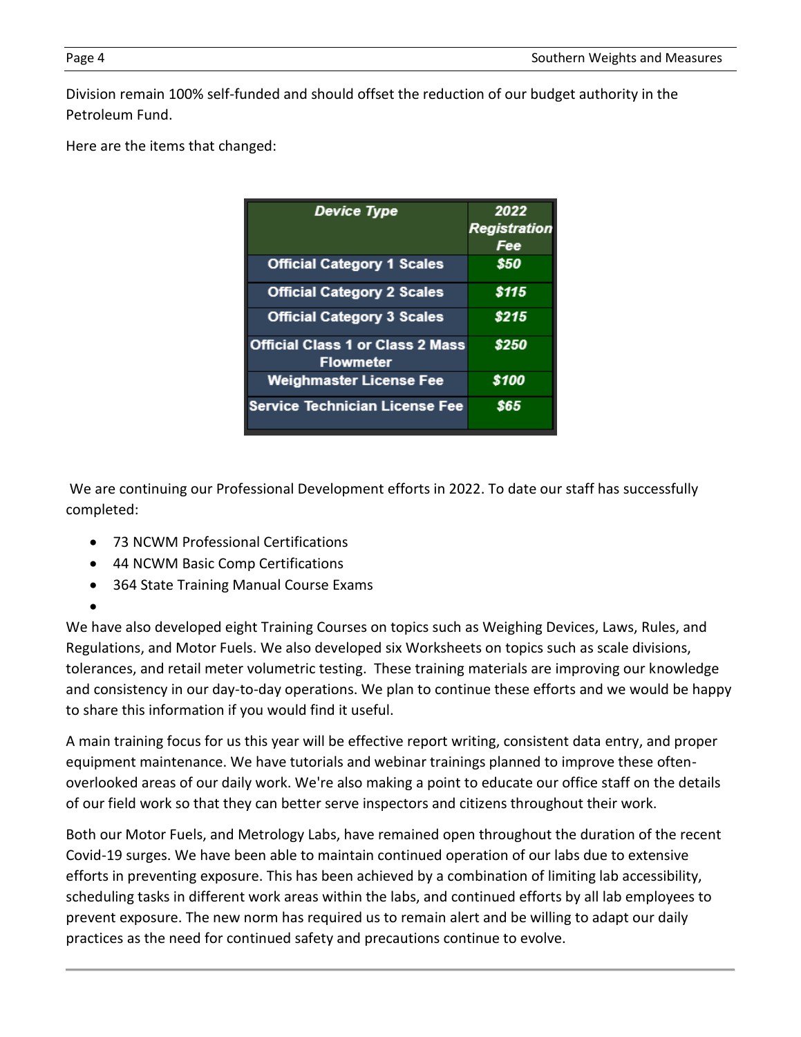Division remain 100% self-funded and should offset the reduction of our budget authority in the Petroleum Fund.

Here are the items that changed:

| Device Type | 2022 Registration Fee |
|---|---|
| Official Category 1 Scales | $50 |
| Official Category 2 Scales | $115 |
| Official Category 3 Scales | $215 |
| Official Class 1 or Class 2 Mass Flowmeter | $250 |
| Weighmaster License Fee | $100 |
| Service Technician License Fee | $65 |

We are continuing our Professional Development efforts in 2022. To date our staff has successfully completed:

- 73 NCWM Professional Certifications
- 44 NCWM Basic Comp Certifications
- 364 State Training Manual Course Exams

We have also developed eight Training Courses on topics such as Weighing Devices, Laws, Rules, and Regulations, and Motor Fuels. We also developed six Worksheets on topics such as scale divisions, tolerances, and retail meter volumetric testing. These training materials are improving our knowledge and consistency in our day-to-day operations. We plan to continue these efforts and we would be happy to share this information if you would find it useful.

A main training focus for us this year will be effective report writing, consistent data entry, and proper equipment maintenance. We have tutorials and webinar trainings planned to improve these often-overlooked areas of our daily work. We're also making a point to educate our office staff on the details of our field work so that they can better serve inspectors and citizens throughout their work.

Both our Motor Fuels, and Metrology Labs, have remained open throughout the duration of the recent Covid-19 surges. We have been able to maintain continued operation of our labs due to extensive efforts in preventing exposure. This has been achieved by a combination of limiting lab accessibility, scheduling tasks in different work areas within the labs, and continued efforts by all lab employees to prevent exposure. The new norm has required us to remain alert and be willing to adapt our daily practices as the need for continued safety and precautions continue to evolve.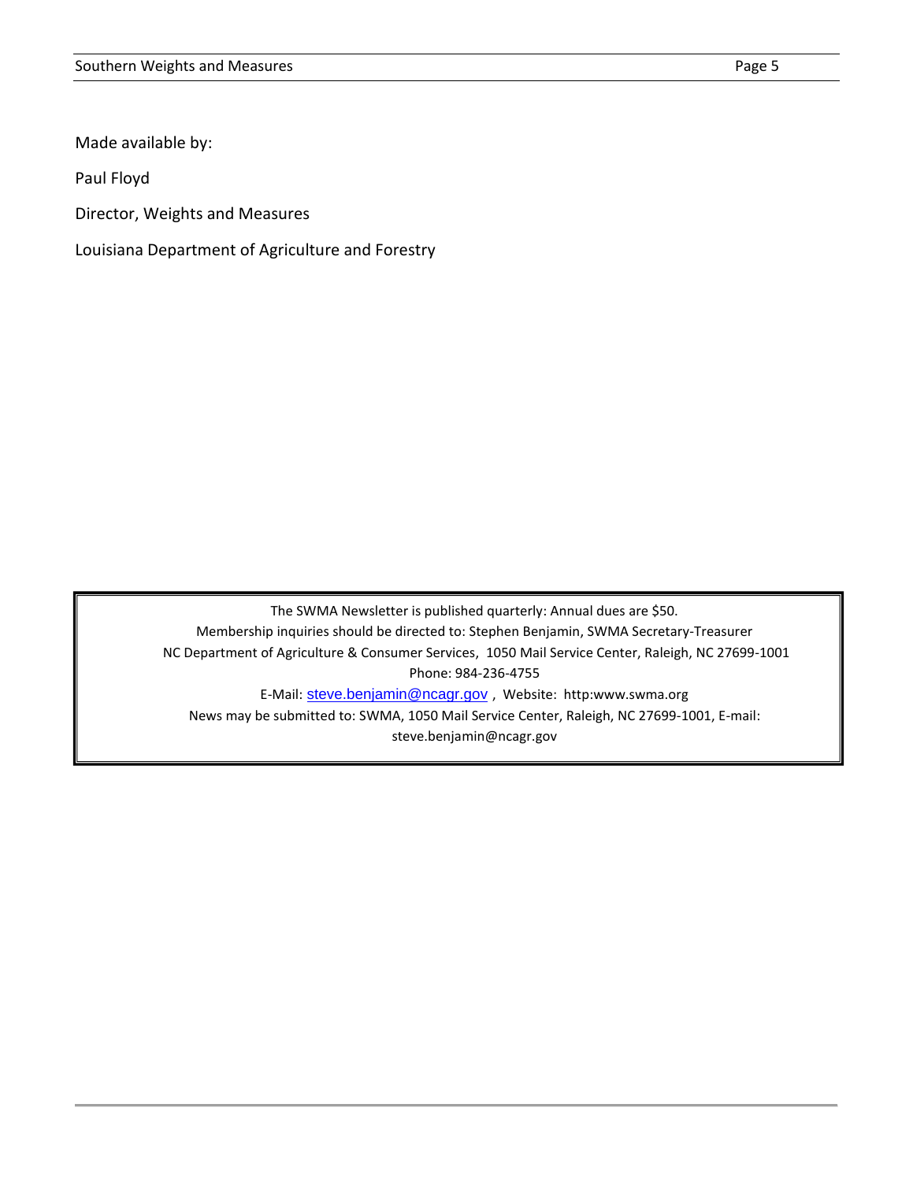Made available by:

Paul Floyd

Director, Weights and Measures

Louisiana Department of Agriculture and Forestry

The SWMA Newsletter is published quarterly: Annual dues are $50.

Membership inquiries should be directed to: Stephen Benjamin, SWMA Secretary-Treasurer

NC Department of Agriculture & Consumer Services, 1050 Mail Service Center, Raleigh, NC 27699-1001

Phone: 984-236-4755

E-Mail: steve.benjamin@ncagr.gov , Website: http:www.swma.org

News may be submitted to: SWMA, 1050 Mail Service Center, Raleigh, NC 27699-1001, E-mail: steve.benjamin@ncagr.gov